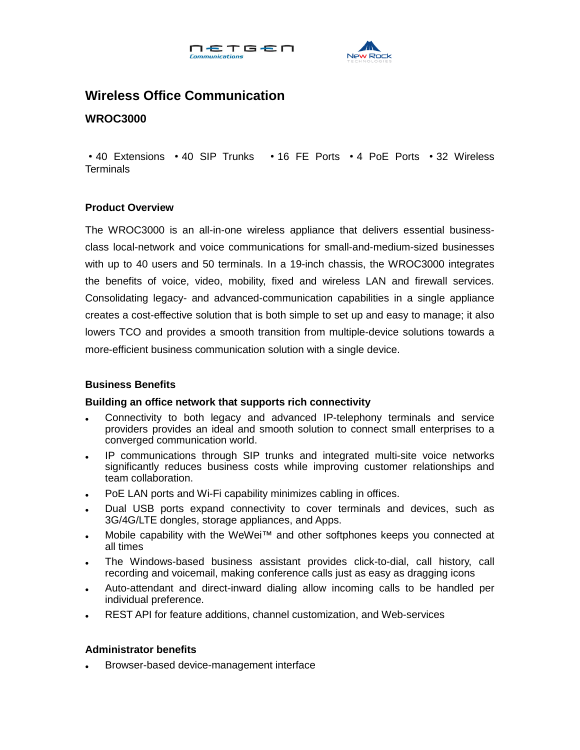NETGEN Communications

New Rock Technologies

# Wireless Office Communication

## WROC3000

• 40 Extensions • 40 SIP Trunks • 16 FE Ports • 4 PoE Ports • 32 Wireless Terminals

### Product Overview

The WROC3000 is an all-in-one wireless appliance that delivers essential business-class local-network and voice communications for small-and-medium-sized businesses with up to 40 users and 50 terminals. In a 19-inch chassis, the WROC3000 integrates the benefits of voice, video, mobility, fixed and wireless LAN and firewall services. Consolidating legacy- and advanced-communication capabilities in a single appliance creates a cost-effective solution that is both simple to set up and easy to manage; it also lowers TCO and provides a smooth transition from multiple-device solutions towards a more-efficient business communication solution with a single device.

### Business Benefits

**Building an office network that supports rich connectivity**

- Connectivity to both legacy and advanced IP-telephony terminals and service providers provides an ideal and smooth solution to connect small enterprises to a converged communication world.
- IP communications through SIP trunks and integrated multi-site voice networks significantly reduces business costs while improving customer relationships and team collaboration.
- PoE LAN ports and Wi-Fi capability minimizes cabling in offices.
- Dual USB ports expand connectivity to cover terminals and devices, such as 3G/4G/LTE dongles, storage appliances, and Apps.
- Mobile capability with the WeWei™ and other softphones keeps you connected at all times
- The Windows-based business assistant provides click-to-dial, call history, call recording and voicemail, making conference calls just as easy as dragging icons
- Auto-attendant and direct-inward dialing allow incoming calls to be handled per individual preference.
- REST API for feature additions, channel customization, and Web-services

### Administrator benefits

- Browser-based device-management interface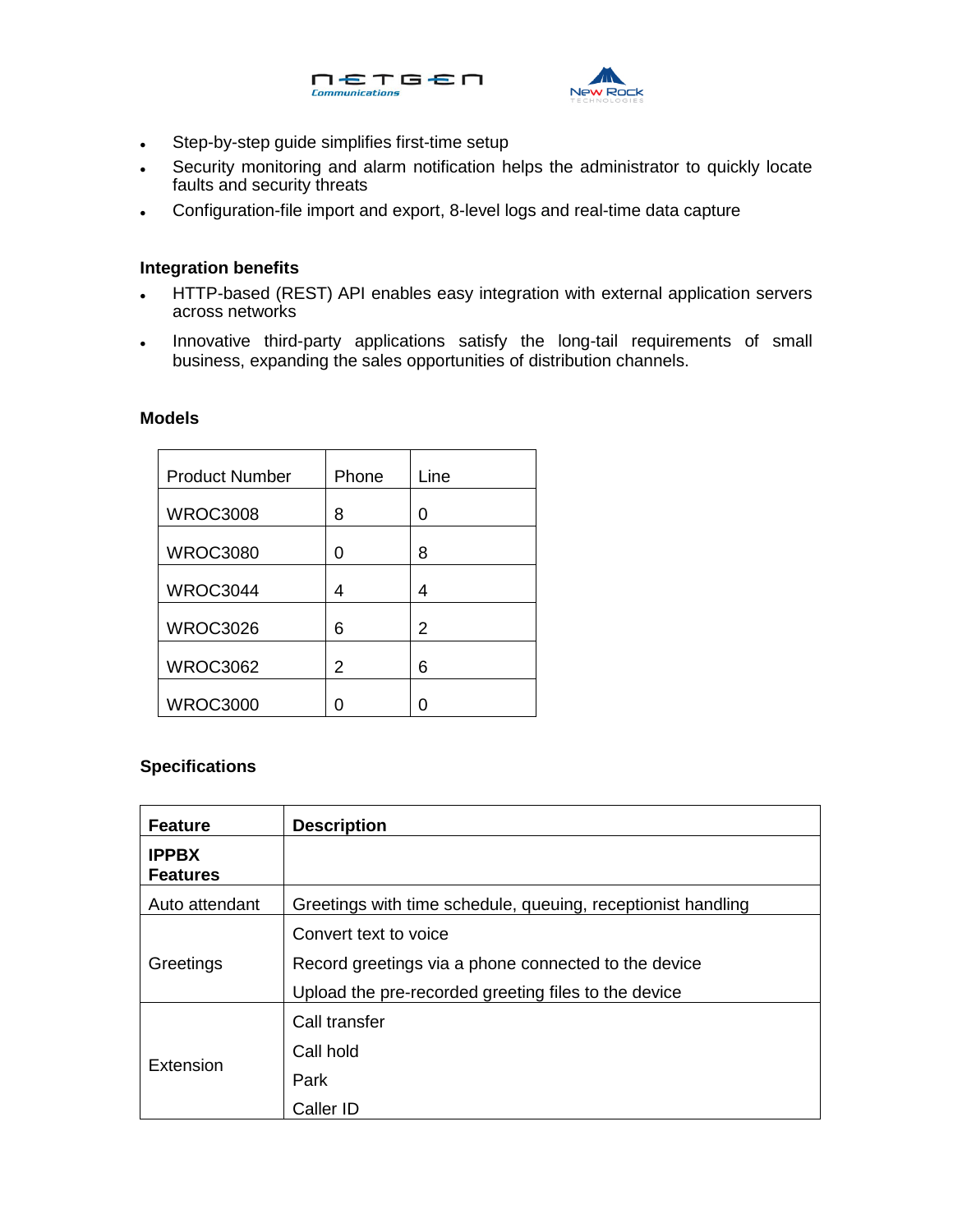- Step-by-step guide simplifies first-time setup
- Security monitoring and alarm notification helps the administrator to quickly locate faults and security threats
- Configuration-file import and export, 8-level logs and real-time data capture

**Integration benefits**

- HTTP-based (REST) API enables easy integration with external application servers across networks
- Innovative third-party applications satisfy the long-tail requirements of small business, expanding the sales opportunities of distribution channels.

**Models**

| Product Number | Phone | Line |
|---|---|---|
| WROC3008 | 8 | 0 |
| WROC3080 | 0 | 8 |
| WROC3044 | 4 | 4 |
| WROC3026 | 6 | 2 |
| WROC3062 | 2 | 6 |
| WROC3000 | 0 | 0 |

**Specifications**

| **Feature** | **Description** |
|---|---|
| **IPPBX Features** | |
| Auto attendant | Greetings with time schedule, queuing, receptionist handling |
| Greetings | Convert text to voice<br>Record greetings via a phone connected to the device<br>Upload the pre-recorded greeting files to the device |
| Extension | Call transfer<br>Call hold<br>Park<br>Caller ID |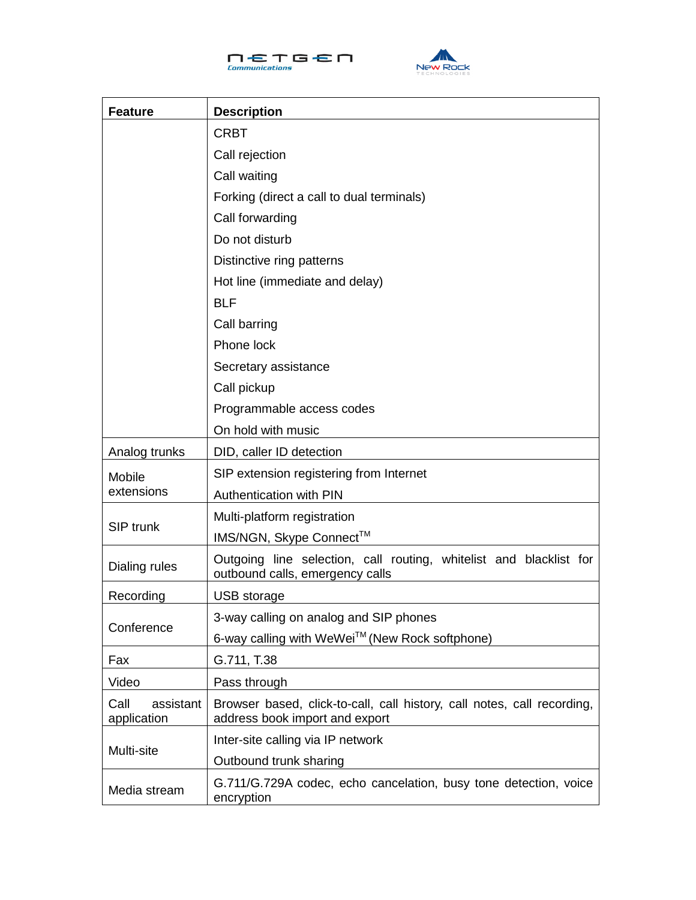| Feature | Description |
|---|---|
| | CRBT<br>Call rejection<br>Call waiting<br>Forking (direct a call to dual terminals)<br>Call forwarding<br>Do not disturb<br>Distinctive ring patterns<br>Hot line (immediate and delay)<br>BLF<br>Call barring<br>Phone lock<br>Secretary assistance<br>Call pickup<br>Programmable access codes<br>On hold with music |
| Analog trunks | DID, caller ID detection |
| Mobile extensions | SIP extension registering from Internet<br>Authentication with PIN |
| SIP trunk | Multi-platform registration<br>IMS/NGN, Skype Connect™ |
| Dialing rules | Outgoing line selection, call routing, whitelist and blacklist for outbound calls, emergency calls |
| Recording | USB storage |
| Conference | 3-way calling on analog and SIP phones<br>6-way calling with WeWei™ (New Rock softphone) |
| Fax | G.711, T.38 |
| Video | Pass through |
| Call assistant application | Browser based, click-to-call, call history, call notes, call recording, address book import and export |
| Multi-site | Inter-site calling via IP network<br>Outbound trunk sharing |
| Media stream | G.711/G.729A codec, echo cancelation, busy tone detection, voice encryption |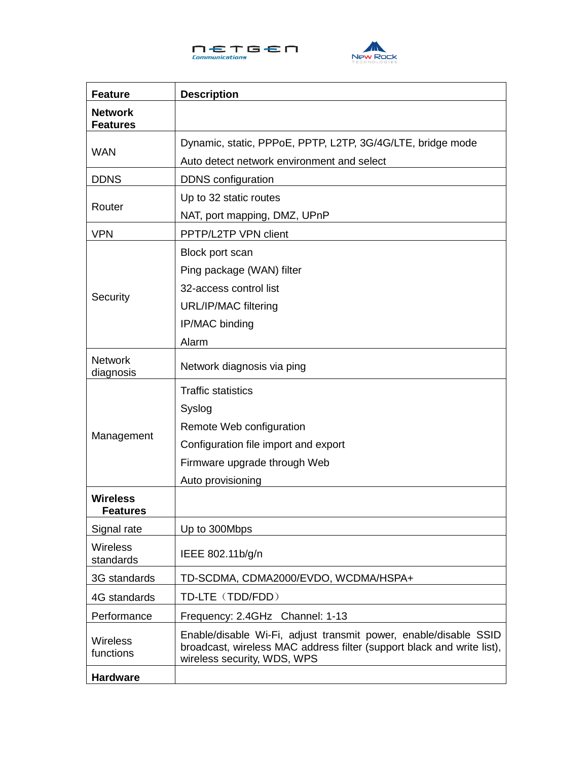| Feature | Description |
| --- | --- |
| **Network Features** | |
| WAN | Dynamic, static, PPPoE, PPTP, L2TP, 3G/4G/LTE, bridge mode<br>Auto detect network environment and select |
| DDNS | DDNS configuration |
| Router | Up to 32 static routes<br>NAT, port mapping, DMZ, UPnP |
| VPN | PPTP/L2TP VPN client |
| Security | Block port scan<br>Ping package (WAN) filter<br>32-access control list<br>URL/IP/MAC filtering<br>IP/MAC binding<br>Alarm |
| Network diagnosis | Network diagnosis via ping |
| Management | Traffic statistics<br>Syslog<br>Remote Web configuration<br>Configuration file import and export<br>Firmware upgrade through Web<br>Auto provisioning |
| **Wireless Features** | |
| Signal rate | Up to 300Mbps |
| Wireless standards | IEEE 802.11b/g/n |
| 3G standards | TD-SCDMA, CDMA2000/EVDO, WCDMA/HSPA+ |
| 4G standards | TD-LTE（TDD/FDD） |
| Performance | Frequency: 2.4GHz Channel: 1-13 |
| Wireless functions | Enable/disable Wi-Fi, adjust transmit power, enable/disable SSID broadcast, wireless MAC address filter (support black and write list), wireless security, WDS, WPS |
| **Hardware** | |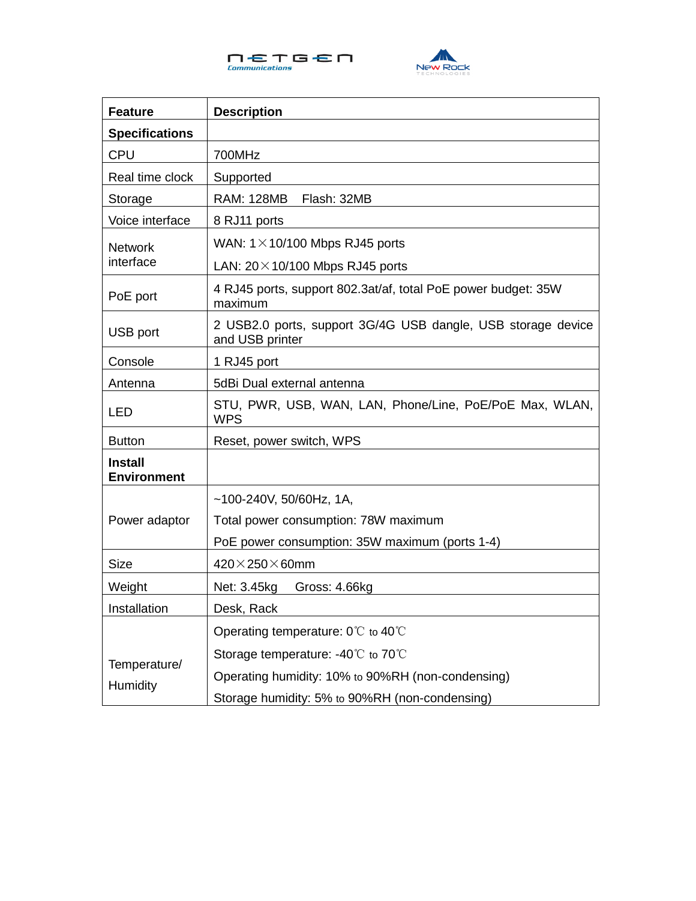| Feature | Description |
|---|---|
| **Specifications** | |
| CPU | 700MHz |
| Real time clock | Supported |
| Storage | RAM: 128MB Flash: 32MB |
| Voice interface | 8 RJ11 ports |
| Network interface | WAN: 1×10/100 Mbps RJ45 ports<br>LAN: 20×10/100 Mbps RJ45 ports |
| PoE port | 4 RJ45 ports, support 802.3at/af, total PoE power budget: 35W maximum |
| USB port | 2 USB2.0 ports, support 3G/4G USB dangle, USB storage device and USB printer |
| Console | 1 RJ45 port |
| Antenna | 5dBi Dual external antenna |
| LED | STU, PWR, USB, WAN, LAN, Phone/Line, PoE/PoE Max, WLAN, WPS |
| Button | Reset, power switch, WPS |
| **Install Environment** | |
| Power adaptor | ~100-240V, 50/60Hz, 1A,<br>Total power consumption: 78W maximum<br>PoE power consumption: 35W maximum (ports 1-4) |
| Size | 420×250×60mm |
| Weight | Net: 3.45kg Gross: 4.66kg |
| Installation | Desk, Rack |
| Temperature/ Humidity | Operating temperature: 0℃ to 40℃<br>Storage temperature: -40℃ to 70℃<br>Operating humidity: 10% to 90%RH (non-condensing)<br>Storage humidity: 5% to 90%RH (non-condensing) |